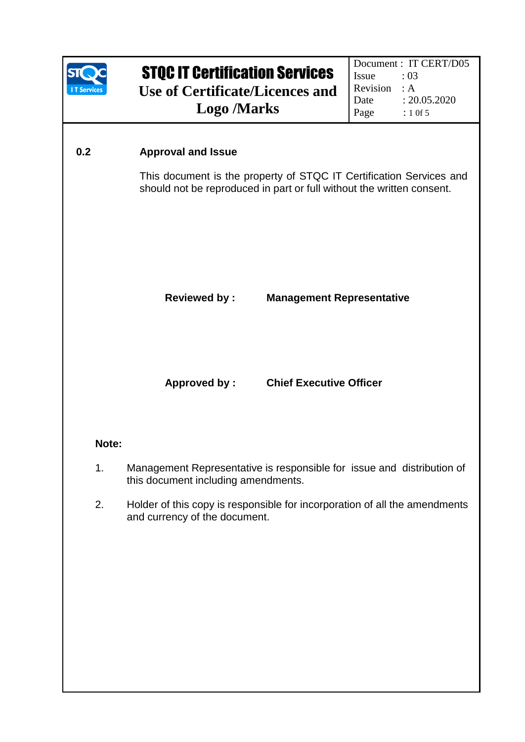## 0.2 Approval and Issue

This document is the property of STQC IT Certification Services and should not be reproduced in part or full without the written consent.

**Reviewed by :** **Management Representative**

**Approved by :** **Chief Executive Officer**

**Note:**

1. Management Representative is responsible for issue and distribution of this document including amendments.
2. Holder of this copy is responsible for incorporation of all the amendments and currency of the document.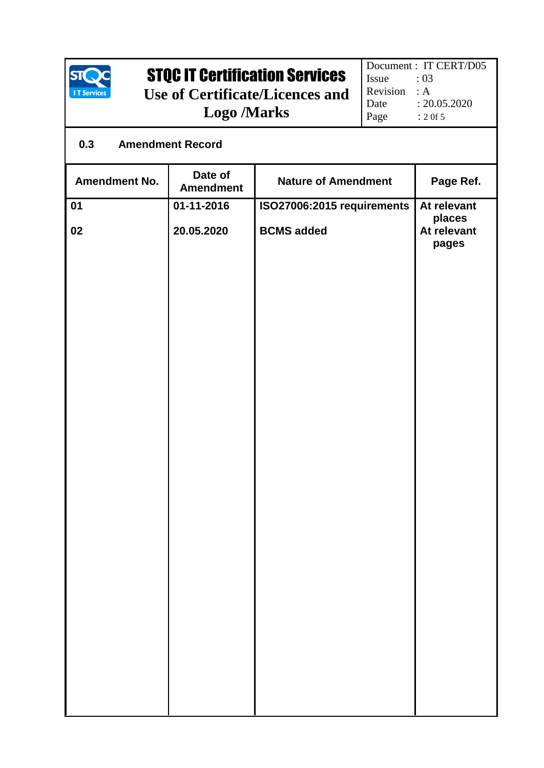### 0.3 Amendment Record

| Amendment No. | Date of Amendment | Nature of Amendment | Page Ref. |
|---|---|---|---|
| 01 | 01-11-2016 | ISO27006:2015 requirements | At relevant places |
| 02 | 20.05.2020 | BCMS added | At relevant pages |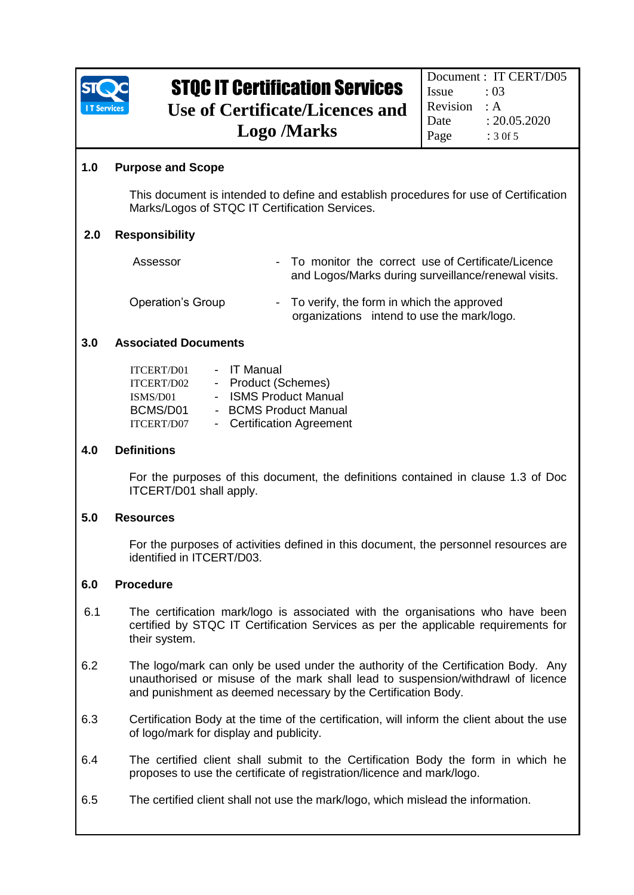## 1.0 Purpose and Scope

This document is intended to define and establish procedures for use of Certification Marks/Logos of STQC IT Certification Services.

## 2.0 Responsibility

| | |
|---|---|
| Assessor | - To monitor the correct use of Certificate/Licence and Logos/Marks during surveillance/renewal visits. |
| Operation's Group | - To verify, the form in which the approved organizations intend to use the mark/logo. |

## 3.0 Associated Documents

| | |
|---|---|
| ITCERT/D01 | - IT Manual |
| ITCERT/D02 | - Product (Schemes) |
| ISMS/D01 | - ISMS Product Manual |
| BCMS/D01 | - BCMS Product Manual |
| ITCERT/D07 | - Certification Agreement |

## 4.0 Definitions

For the purposes of this document, the definitions contained in clause 1.3 of Doc ITCERT/D01 shall apply.

## 5.0 Resources

For the purposes of activities defined in this document, the personnel resources are identified in ITCERT/D03.

## 6.0 Procedure

6.1 The certification mark/logo is associated with the organisations who have been certified by STQC IT Certification Services as per the applicable requirements for their system.

6.2 The logo/mark can only be used under the authority of the Certification Body. Any unauthorised or misuse of the mark shall lead to suspension/withdrawl of licence and punishment as deemed necessary by the Certification Body.

6.3 Certification Body at the time of the certification, will inform the client about the use of logo/mark for display and publicity.

6.4 The certified client shall submit to the Certification Body the form in which he proposes to use the certificate of registration/licence and mark/logo.

6.5 The certified client shall not use the mark/logo, which mislead the information.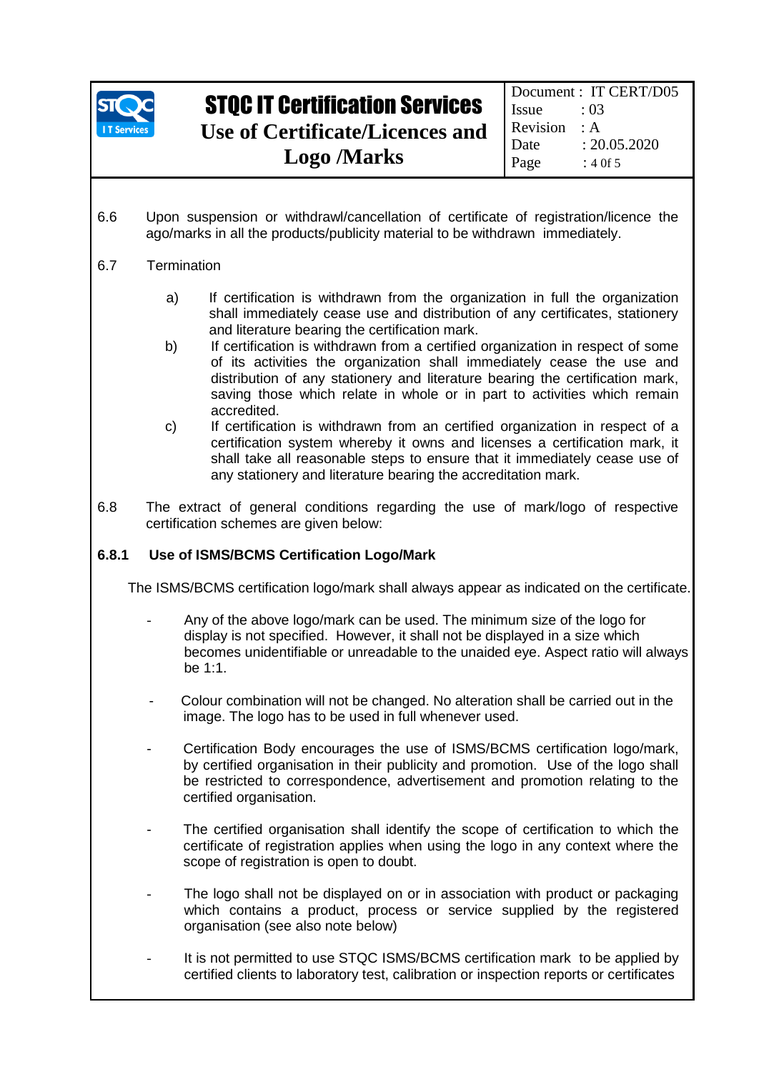6.6 Upon suspension or withdrawl/cancellation of certificate of registration/licence the ago/marks in all the products/publicity material to be withdrawn immediately.

6.7 Termination

a) If certification is withdrawn from the organization in full the organization shall immediately cease use and distribution of any certificates, stationery and literature bearing the certification mark.

b) If certification is withdrawn from a certified organization in respect of some of its activities the organization shall immediately cease the use and distribution of any stationery and literature bearing the certification mark, saving those which relate in whole or in part to activities which remain accredited.

c) If certification is withdrawn from an certified organization in respect of a certification system whereby it owns and licenses a certification mark, it shall take all reasonable steps to ensure that it immediately cease use of any stationery and literature bearing the accreditation mark.

6.8 The extract of general conditions regarding the use of mark/logo of respective certification schemes are given below:

**6.8.1 Use of ISMS/BCMS Certification Logo/Mark**

The ISMS/BCMS certification logo/mark shall always appear as indicated on the certificate.

- Any of the above logo/mark can be used. The minimum size of the logo for display is not specified. However, it shall not be displayed in a size which becomes unidentifiable or unreadable to the unaided eye. Aspect ratio will always be 1:1.

- Colour combination will not be changed. No alteration shall be carried out in the image. The logo has to be used in full whenever used.

- Certification Body encourages the use of ISMS/BCMS certification logo/mark, by certified organisation in their publicity and promotion. Use of the logo shall be restricted to correspondence, advertisement and promotion relating to the certified organisation.

- The certified organisation shall identify the scope of certification to which the certificate of registration applies when using the logo in any context where the scope of registration is open to doubt.

- The logo shall not be displayed on or in association with product or packaging which contains a product, process or service supplied by the registered organisation (see also note below)

- It is not permitted to use STQC ISMS/BCMS certification mark to be applied by certified clients to laboratory test, calibration or inspection reports or certificates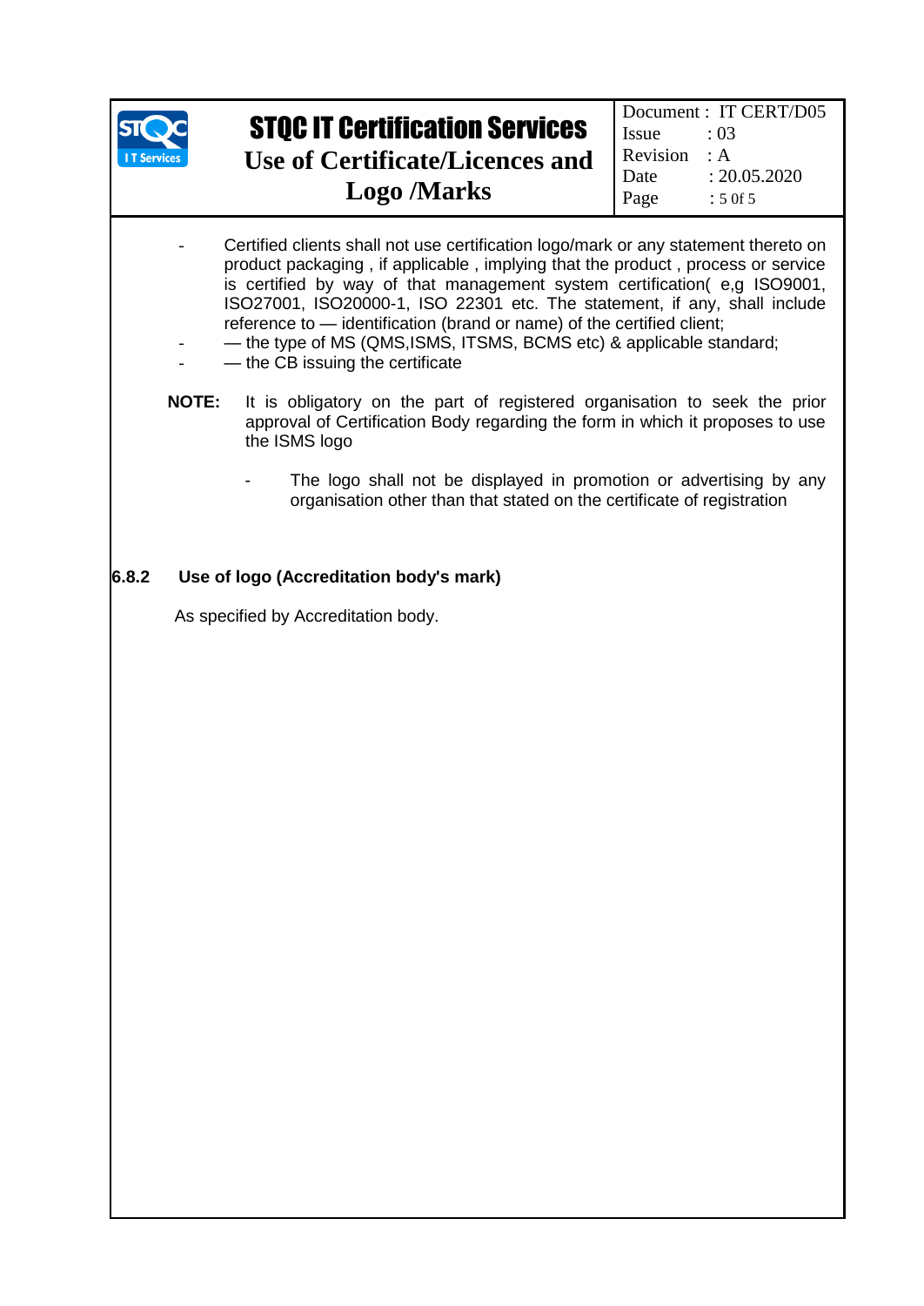- Certified clients shall not use certification logo/mark or any statement thereto on product packaging , if applicable , implying that the product , process or service is certified by way of that management system certification( e,g ISO9001, ISO27001, ISO20000-1, ISO 22301 etc. The statement, if any, shall include reference to — identification (brand or name) of the certified client;
- — the type of MS (QMS,ISMS, ITSMS, BCMS etc) & applicable standard;
- — the CB issuing the certificate

**NOTE:** It is obligatory on the part of registered organisation to seek the prior approval of Certification Body regarding the form in which it proposes to use the ISMS logo

- The logo shall not be displayed in promotion or advertising by any organisation other than that stated on the certificate of registration

### 6.8.2 Use of logo (Accreditation body's mark)

As specified by Accreditation body.